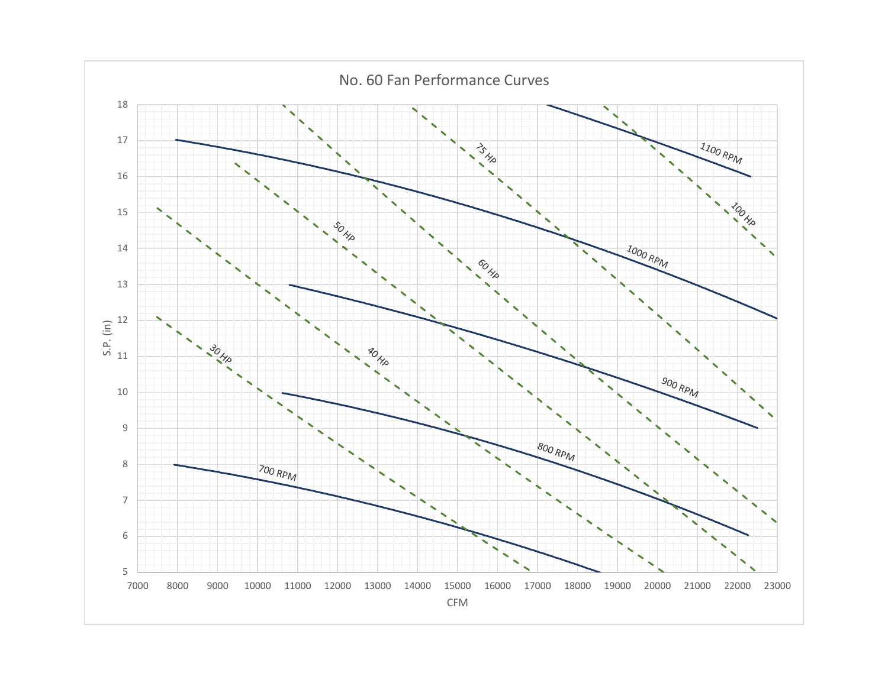# No. 60 Fan Performance Curves

S.P. (in)

18
17
16
15
14
13
12
11
10
9
8
7
6
5

7000 8000 9000 10000 11000 12000 13000 14000 15000 16000 17000 18000 19000 20000 21000 22000 23000

CFM

1100 RPM
1000 RPM
900 RPM
800 RPM
700 RPM

100 HP
75 HP
60 HP
50 HP
40 HP
30 HP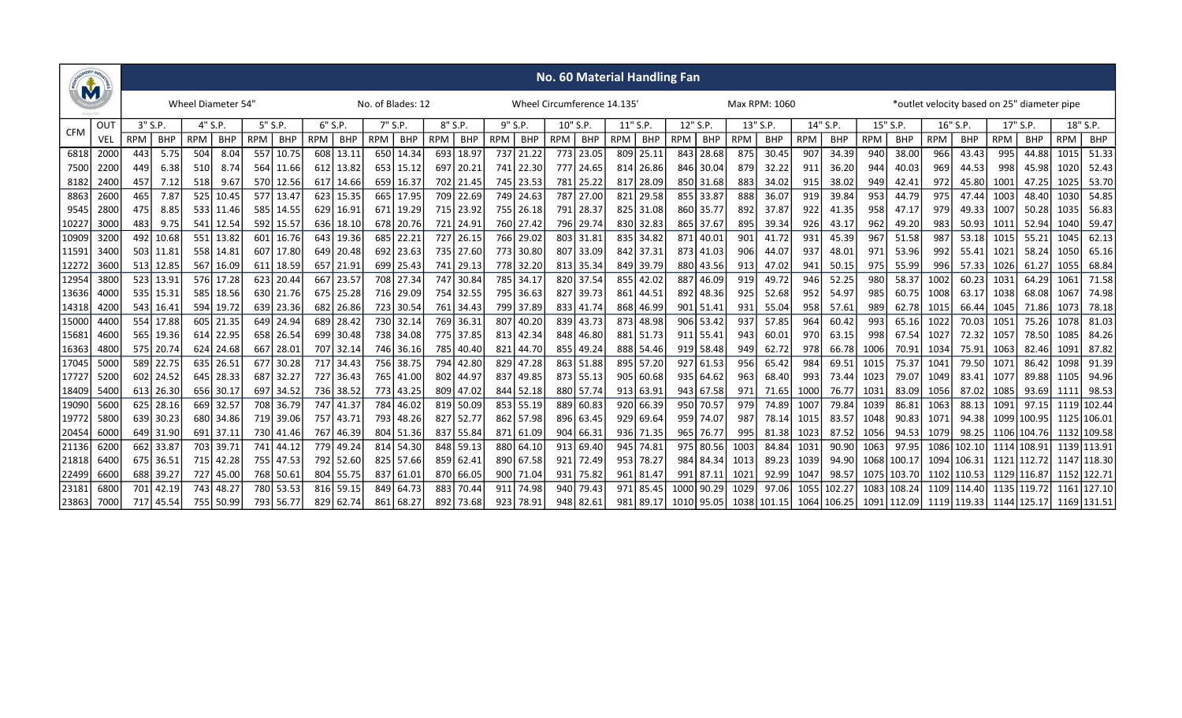# No. 60 Material Handling Fan

Wheel Diameter 54" | No. of Blades: 12 | Wheel Circumference 14.135' | Max RPM: 1060 | *outlet velocity based on 25" diameter pipe

| CFM | OUT VEL | 3" S.P. RPM | 3" S.P. BHP | 4" S.P. RPM | 4" S.P. BHP | 5" S.P. RPM | 5" S.P. BHP | 6" S.P. RPM | 6" S.P. BHP | 7" S.P. RPM | 7" S.P. BHP | 8" S.P. RPM | 8" S.P. BHP | 9" S.P. RPM | 9" S.P. BHP | 10" S.P. RPM | 10" S.P. BHP | 11" S.P. RPM | 11" S.P. BHP | 12" S.P. RPM | 12" S.P. BHP | 13" S.P. RPM | 13" S.P. BHP | 14" S.P. RPM | 14" S.P. BHP | 15" S.P. RPM | 15" S.P. BHP | 16" S.P. RPM | 16" S.P. BHP | 17" S.P. RPM | 17" S.P. BHP | 18" S.P. RPM | 18" S.P. BHP |
|---|---|---|---|---|---|---|---|---|---|---|---|---|---|---|---|---|---|---|---|---|---|---|---|---|---|---|---|---|---|---|---|---|---|
| 6818 | 2000 | 443 | 5.75 | 504 | 8.04 | 557 | 10.75 | 608 | 13.11 | 650 | 14.34 | 693 | 18.97 | 737 | 21.22 | 773 | 23.05 | 809 | 25.11 | 843 | 28.68 | 875 | 30.45 | 907 | 34.39 | 940 | 38.00 | 966 | 43.43 | 995 | 44.88 | 1015 | 51.33 |
| 7500 | 2200 | 449 | 6.38 | 510 | 8.74 | 564 | 11.66 | 612 | 13.82 | 653 | 15.12 | 697 | 20.21 | 741 | 22.30 | 777 | 24.65 | 814 | 26.86 | 846 | 30.04 | 879 | 32.22 | 911 | 36.20 | 944 | 40.03 | 969 | 44.53 | 998 | 45.98 | 1020 | 52.43 |
| 8182 | 2400 | 457 | 7.12 | 518 | 9.67 | 570 | 12.56 | 617 | 14.66 | 659 | 16.37 | 702 | 21.45 | 745 | 23.53 | 781 | 25.22 | 817 | 28.09 | 850 | 31.68 | 883 | 34.02 | 915 | 38.02 | 949 | 42.41 | 972 | 45.80 | 1001 | 47.25 | 1025 | 53.70 |
| 8863 | 2600 | 465 | 7.87 | 525 | 10.45 | 577 | 13.47 | 623 | 15.35 | 665 | 17.95 | 709 | 22.69 | 749 | 24.63 | 787 | 27.00 | 821 | 29.58 | 855 | 33.87 | 888 | 36.07 | 919 | 39.84 | 953 | 44.79 | 975 | 47.44 | 1003 | 48.40 | 1030 | 54.85 |
| 9545 | 2800 | 475 | 8.85 | 533 | 11.46 | 585 | 14.55 | 629 | 16.91 | 671 | 19.29 | 715 | 23.92 | 755 | 26.18 | 791 | 28.37 | 825 | 31.08 | 860 | 35.77 | 892 | 37.87 | 922 | 41.35 | 958 | 47.17 | 979 | 49.33 | 1007 | 50.28 | 1035 | 56.83 |
| 10227 | 3000 | 483 | 9.75 | 541 | 12.54 | 592 | 15.57 | 636 | 18.10 | 678 | 20.76 | 721 | 24.91 | 760 | 27.42 | 796 | 29.74 | 830 | 32.83 | 865 | 37.67 | 895 | 39.34 | 926 | 43.17 | 962 | 49.20 | 983 | 50.93 | 1011 | 52.94 | 1040 | 59.47 |
| 10909 | 3200 | 492 | 10.68 | 551 | 13.82 | 601 | 16.76 | 643 | 19.36 | 685 | 22.21 | 727 | 26.15 | 766 | 29.02 | 803 | 31.81 | 835 | 34.82 | 871 | 40.01 | 901 | 41.72 | 931 | 45.39 | 967 | 51.58 | 987 | 53.18 | 1015 | 55.21 | 1045 | 62.13 |
| 11591 | 3400 | 503 | 11.81 | 558 | 14.81 | 607 | 17.80 | 649 | 20.48 | 692 | 23.63 | 735 | 27.60 | 773 | 30.80 | 807 | 33.09 | 842 | 37.31 | 873 | 41.03 | 906 | 44.07 | 937 | 48.01 | 971 | 53.96 | 992 | 55.41 | 1021 | 58.24 | 1050 | 65.16 |
| 12272 | 3600 | 513 | 12.85 | 567 | 16.09 | 611 | 18.59 | 657 | 21.91 | 699 | 25.43 | 741 | 29.13 | 778 | 32.20 | 813 | 35.34 | 849 | 39.79 | 880 | 43.56 | 913 | 47.02 | 941 | 50.15 | 975 | 55.99 | 996 | 57.33 | 1026 | 61.27 | 1055 | 68.84 |
| 12954 | 3800 | 523 | 13.91 | 576 | 17.28 | 623 | 20.44 | 667 | 23.57 | 708 | 27.34 | 747 | 30.84 | 785 | 34.17 | 820 | 37.54 | 855 | 42.02 | 887 | 46.09 | 919 | 49.72 | 946 | 52.25 | 980 | 58.37 | 1002 | 60.23 | 1031 | 64.29 | 1061 | 71.58 |
| 13636 | 4000 | 535 | 15.31 | 585 | 18.56 | 630 | 21.76 | 675 | 25.28 | 716 | 29.09 | 754 | 32.55 | 795 | 36.63 | 827 | 39.73 | 861 | 44.51 | 892 | 48.36 | 925 | 52.68 | 952 | 54.97 | 985 | 60.75 | 1008 | 63.17 | 1038 | 68.08 | 1067 | 74.98 |
| 14318 | 4200 | 543 | 16.41 | 594 | 19.72 | 639 | 23.36 | 682 | 26.86 | 723 | 30.54 | 761 | 34.43 | 799 | 37.89 | 833 | 41.74 | 868 | 46.99 | 901 | 51.41 | 931 | 55.04 | 958 | 57.61 | 989 | 62.78 | 1015 | 66.44 | 1045 | 71.86 | 1073 | 78.18 |
| 15000 | 4400 | 554 | 17.88 | 605 | 21.35 | 649 | 24.94 | 689 | 28.42 | 730 | 32.14 | 769 | 36.31 | 807 | 40.20 | 839 | 43.73 | 873 | 48.98 | 906 | 53.42 | 937 | 57.85 | 964 | 60.42 | 993 | 65.16 | 1022 | 70.03 | 1051 | 75.26 | 1078 | 81.03 |
| 15681 | 4600 | 565 | 19.36 | 614 | 22.95 | 658 | 26.54 | 699 | 30.48 | 738 | 34.08 | 775 | 37.85 | 813 | 42.34 | 848 | 46.80 | 881 | 51.73 | 911 | 55.41 | 943 | 60.01 | 970 | 63.15 | 998 | 67.54 | 1027 | 72.32 | 1057 | 78.50 | 1085 | 84.26 |
| 16363 | 4800 | 575 | 20.74 | 624 | 24.68 | 667 | 28.01 | 707 | 32.14 | 746 | 36.16 | 785 | 40.40 | 821 | 44.70 | 855 | 49.24 | 888 | 54.46 | 919 | 58.48 | 949 | 62.72 | 978 | 66.78 | 1006 | 70.91 | 1034 | 75.91 | 1063 | 82.46 | 1091 | 87.82 |
| 17045 | 5000 | 589 | 22.75 | 635 | 26.51 | 677 | 30.28 | 717 | 34.43 | 756 | 38.75 | 794 | 42.80 | 829 | 47.28 | 863 | 51.88 | 895 | 57.20 | 927 | 61.53 | 956 | 65.42 | 984 | 69.51 | 1015 | 75.37 | 1041 | 79.50 | 1071 | 86.42 | 1098 | 91.39 |
| 17727 | 5200 | 602 | 24.52 | 645 | 28.33 | 687 | 32.27 | 727 | 36.43 | 765 | 41.00 | 802 | 44.97 | 837 | 49.85 | 873 | 55.13 | 905 | 60.68 | 935 | 64.62 | 963 | 68.40 | 993 | 73.44 | 1023 | 79.07 | 1049 | 83.41 | 1077 | 89.88 | 1105 | 94.96 |
| 18409 | 5400 | 613 | 26.30 | 656 | 30.17 | 697 | 34.52 | 736 | 38.52 | 773 | 43.25 | 809 | 47.02 | 844 | 52.18 | 880 | 57.74 | 913 | 63.91 | 943 | 67.58 | 971 | 71.65 | 1000 | 76.77 | 1031 | 83.09 | 1056 | 87.02 | 1085 | 93.69 | 1111 | 98.53 |
| 19090 | 5600 | 625 | 28.16 | 669 | 32.57 | 708 | 36.79 | 747 | 41.37 | 784 | 46.02 | 819 | 50.09 | 853 | 55.19 | 889 | 60.83 | 920 | 66.39 | 950 | 70.57 | 979 | 74.89 | 1007 | 79.84 | 1039 | 86.81 | 1063 | 88.13 | 1091 | 97.15 | 1119 | 102.44 |
| 19772 | 5800 | 639 | 30.23 | 680 | 34.86 | 719 | 39.06 | 757 | 43.71 | 793 | 48.26 | 827 | 52.77 | 862 | 57.98 | 896 | 63.45 | 929 | 69.64 | 959 | 74.07 | 987 | 78.14 | 1015 | 83.57 | 1048 | 90.83 | 1071 | 94.38 | 1099 | 100.95 | 1125 | 106.01 |
| 20454 | 6000 | 649 | 31.90 | 691 | 37.11 | 730 | 41.46 | 767 | 46.39 | 804 | 51.36 | 837 | 55.84 | 871 | 61.09 | 904 | 66.31 | 936 | 71.35 | 965 | 76.77 | 995 | 81.38 | 1023 | 87.52 | 1056 | 94.53 | 1079 | 98.25 | 1106 | 104.76 | 1132 | 109.58 |
| 21136 | 6200 | 662 | 33.87 | 703 | 39.71 | 741 | 44.12 | 779 | 49.24 | 814 | 54.30 | 848 | 59.13 | 880 | 64.10 | 913 | 69.40 | 945 | 74.81 | 975 | 80.56 | 1003 | 84.84 | 1031 | 90.90 | 1063 | 97.95 | 1086 | 102.10 | 1114 | 108.91 | 1139 | 113.91 |
| 21818 | 6400 | 675 | 36.51 | 715 | 42.28 | 755 | 47.53 | 792 | 52.60 | 825 | 57.66 | 859 | 62.41 | 890 | 67.58 | 921 | 72.49 | 953 | 78.27 | 984 | 84.34 | 1013 | 89.23 | 1039 | 94.90 | 1068 | 100.17 | 1094 | 106.31 | 1121 | 112.72 | 1147 | 118.30 |
| 22499 | 6600 | 688 | 39.27 | 727 | 45.00 | 768 | 50.61 | 804 | 55.75 | 837 | 61.01 | 870 | 66.05 | 900 | 71.04 | 931 | 75.82 | 961 | 81.47 | 991 | 87.11 | 1021 | 92.99 | 1047 | 98.57 | 1075 | 103.70 | 1102 | 110.53 | 1129 | 116.87 | 1152 | 122.71 |
| 23181 | 6800 | 701 | 42.19 | 743 | 48.27 | 780 | 53.53 | 816 | 59.15 | 849 | 64.73 | 883 | 70.44 | 911 | 74.98 | 940 | 79.43 | 971 | 85.45 | 1000 | 90.29 | 1029 | 97.06 | 1055 | 102.27 | 1083 | 108.24 | 1109 | 114.40 | 1135 | 119.72 | 1161 | 127.10 |
| 23863 | 7000 | 717 | 45.54 | 755 | 50.99 | 793 | 56.77 | 829 | 62.74 | 861 | 68.27 | 892 | 73.68 | 923 | 78.91 | 948 | 82.61 | 981 | 89.17 | 1010 | 95.05 | 1038 | 101.15 | 1064 | 106.25 | 1091 | 112.09 | 1119 | 119.33 | 1144 | 125.17 | 1169 | 131.51 |